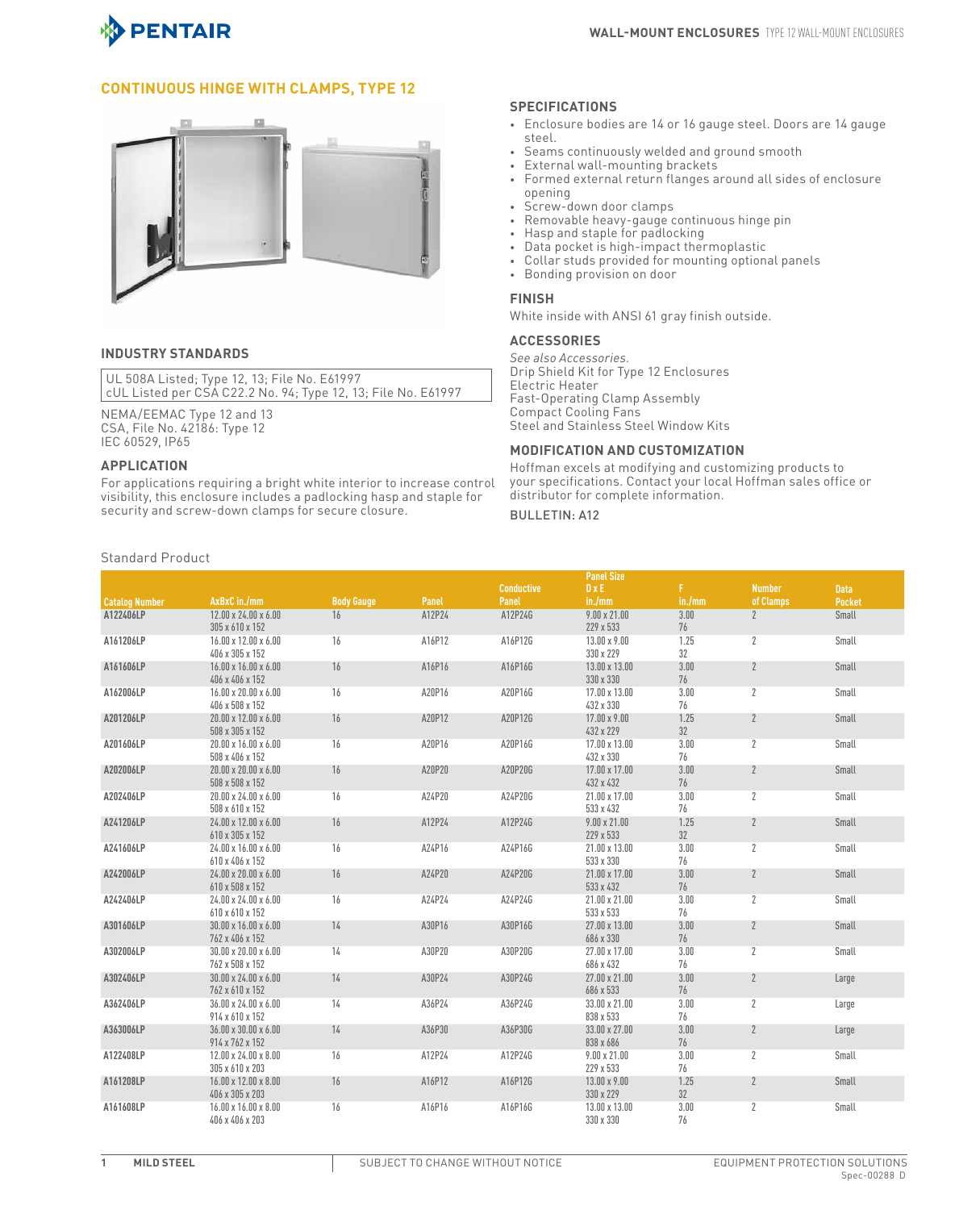## CONTINUOUS HINGE WITH CLAMPS, TYPE 12

### INDUSTRY STANDARDS

UL 508A Listed; Type 12, 13; File No. E61997
cUL Listed per CSA C22.2 No. 94; Type 12, 13; File No. E61997

NEMA/EEMAC Type 12 and 13
CSA, File No. 42186: Type 12
IEC 60529, IP65

### APPLICATION

For applications requiring a bright white interior to increase control visibility, this enclosure includes a padlocking hasp and staple for security and screw-down clamps for secure closure.

### SPECIFICATIONS

- Enclosure bodies are 14 or 16 gauge steel. Doors are 14 gauge steel.
- Seams continuously welded and ground smooth
- External wall-mounting brackets
- Formed external return flanges around all sides of enclosure opening
- Screw-down door clamps
- Removable heavy-gauge continuous hinge pin
- Hasp and staple for padlocking
- Data pocket is high-impact thermoplastic
- Collar studs provided for mounting optional panels
- Bonding provision on door

### FINISH

White inside with ANSI 61 gray finish outside.

### ACCESSORIES

*See also Accessories.*
Drip Shield Kit for Type 12 Enclosures
Electric Heater
Fast-Operating Clamp Assembly
Compact Cooling Fans
Steel and Stainless Steel Window Kits

### MODIFICATION AND CUSTOMIZATION

Hoffman excels at modifying and customizing products to your specifications. Contact your local Hoffman sales office or distributor for complete information.

BULLETIN: A12

Standard Product

| Catalog Number | AxBxC in./mm | Body Gauge | Panel | Conductive Panel | Panel Size D x E in./mm | F in./mm | Number of Clamps | Data Pocket |
|---|---|---|---|---|---|---|---|---|
| A122406LP | 12.00 x 24.00 x 6.00<br>305 x 610 x 152 | 16 | A12P24 | A12P24G | 9.00 x 21.00<br>229 x 533 | 3.00<br>76 | 2 | Small |
| A161206LP | 16.00 x 12.00 x 6.00<br>406 x 305 x 152 | 16 | A16P12 | A16P12G | 13.00 x 9.00<br>330 x 229 | 1.25<br>32 | 2 | Small |
| A161606LP | 16.00 x 16.00 x 6.00<br>406 x 406 x 152 | 16 | A16P16 | A16P16G | 13.00 x 13.00<br>330 x 330 | 3.00<br>76 | 2 | Small |
| A162006LP | 16.00 x 20.00 x 6.00<br>406 x 508 x 152 | 16 | A20P16 | A20P16G | 17.00 x 13.00<br>432 x 330 | 3.00<br>76 | 2 | Small |
| A201206LP | 20.00 x 12.00 x 6.00<br>508 x 305 x 152 | 16 | A20P12 | A20P12G | 17.00 x 9.00<br>432 x 229 | 1.25<br>32 | 2 | Small |
| A201606LP | 20.00 x 16.00 x 6.00<br>508 x 406 x 152 | 16 | A20P16 | A20P16G | 17.00 x 13.00<br>432 x 330 | 3.00<br>76 | 2 | Small |
| A202006LP | 20.00 x 20.00 x 6.00<br>508 x 508 x 152 | 16 | A20P20 | A20P20G | 17.00 x 17.00<br>432 x 432 | 3.00<br>76 | 2 | Small |
| A202406LP | 20.00 x 24.00 x 6.00<br>508 x 610 x 152 | 16 | A24P20 | A24P20G | 21.00 x 17.00<br>533 x 432 | 3.00<br>76 | 2 | Small |
| A241206LP | 24.00 x 12.00 x 6.00<br>610 x 305 x 152 | 16 | A12P24 | A12P24G | 9.00 x 21.00<br>229 x 533 | 1.25<br>32 | 2 | Small |
| A241606LP | 24.00 x 16.00 x 6.00<br>610 x 406 x 152 | 16 | A24P16 | A24P16G | 21.00 x 13.00<br>533 x 330 | 3.00<br>76 | 2 | Small |
| A242006LP | 24.00 x 20.00 x 6.00<br>610 x 508 x 152 | 16 | A24P20 | A24P20G | 21.00 x 17.00<br>533 x 432 | 3.00<br>76 | 2 | Small |
| A242406LP | 24.00 x 24.00 x 6.00<br>610 x 610 x 152 | 16 | A24P24 | A24P24G | 21.00 x 21.00<br>533 x 533 | 3.00<br>76 | 2 | Small |
| A301606LP | 30.00 x 16.00 x 6.00<br>762 x 406 x 152 | 14 | A30P16 | A30P16G | 27.00 x 13.00<br>686 x 330 | 3.00<br>76 | 2 | Small |
| A302006LP | 30.00 x 20.00 x 6.00<br>762 x 508 x 152 | 14 | A30P20 | A30P20G | 27.00 x 17.00<br>686 x 432 | 3.00<br>76 | 2 | Small |
| A302406LP | 30.00 x 24.00 x 6.00<br>762 x 610 x 152 | 14 | A30P24 | A30P24G | 27.00 x 21.00<br>686 x 533 | 3.00<br>76 | 2 | Large |
| A362406LP | 36.00 x 24.00 x 6.00<br>914 x 610 x 152 | 14 | A36P24 | A36P24G | 33.00 x 21.00<br>838 x 533 | 3.00<br>76 | 2 | Large |
| A363006LP | 36.00 x 30.00 x 6.00<br>914 x 762 x 152 | 14 | A36P30 | A36P30G | 33.00 x 27.00<br>838 x 686 | 3.00<br>76 | 2 | Large |
| A122408LP | 12.00 x 24.00 x 8.00<br>305 x 610 x 203 | 16 | A12P24 | A12P24G | 9.00 x 21.00<br>229 x 533 | 3.00<br>76 | 2 | Small |
| A161208LP | 16.00 x 12.00 x 8.00<br>406 x 305 x 203 | 16 | A16P12 | A16P12G | 13.00 x 9.00<br>330 x 229 | 1.25<br>32 | 2 | Small |
| A161608LP | 16.00 x 16.00 x 8.00<br>406 x 406 x 203 | 16 | A16P16 | A16P16G | 13.00 x 13.00<br>330 x 330 | 3.00<br>76 | 2 | Small |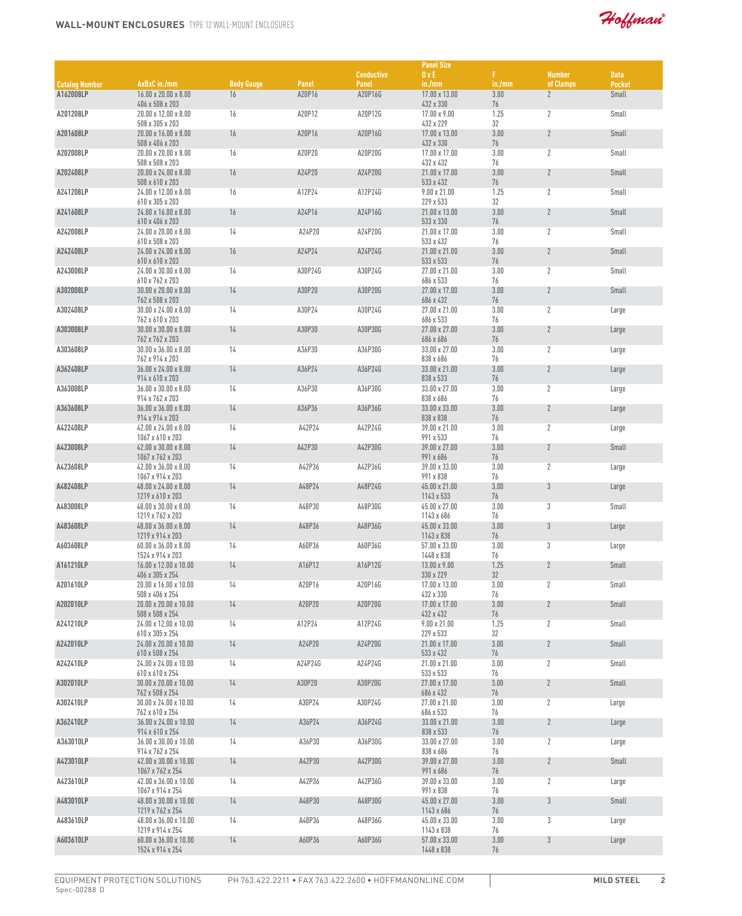## WALL-MOUNT ENCLOSURES TYPE 12 WALL-MOUNT ENCLOSURES

| Catalog Number | AxBxC in./mm | Body Gauge | Panel | Conductive Panel | Panel Size D x E in./mm | F in./mm | Number of Clamps | Data Pocket |
|---|---|---|---|---|---|---|---|---|
| A162008LP | 16.00 x 20.00 x 8.00<br>406 x 508 x 203 | 16 | A20P16 | A20P16G | 17.00 x 13.00<br>432 x 330 | 3.00<br>76 | 2 | Small |
| A201208LP | 20.00 x 12.00 x 8.00<br>508 x 305 x 203 | 16 | A20P12 | A20P12G | 17.00 x 9.00<br>432 x 229 | 1.25<br>32 | 2 | Small |
| A201608LP | 20.00 x 16.00 x 8.00<br>508 x 406 x 203 | 16 | A20P16 | A20P16G | 17.00 x 13.00<br>432 x 330 | 3.00<br>76 | 2 | Small |
| A202008LP | 20.00 x 20.00 x 8.00<br>508 x 508 x 203 | 16 | A20P20 | A20P20G | 17.00 x 17.00<br>432 x 432 | 3.00<br>76 | 2 | Small |
| A202408LP | 20.00 x 24.00 x 8.00<br>508 x 610 x 203 | 16 | A24P20 | A24P20G | 21.00 x 17.00<br>533 x 432 | 3.00<br>76 | 2 | Small |
| A241208LP | 24.00 x 12.00 x 8.00<br>610 x 305 x 203 | 16 | A12P24 | A12P24G | 9.00 x 21.00<br>229 x 533 | 1.25<br>32 | 2 | Small |
| A241608LP | 24.00 x 16.00 x 8.00<br>610 x 406 x 203 | 16 | A24P16 | A24P16G | 21.00 x 13.00<br>533 x 330 | 3.00<br>76 | 2 | Small |
| A242008LP | 24.00 x 20.00 x 8.00<br>610 x 508 x 203 | 14 | A24P20 | A24P20G | 21.00 x 17.00<br>533 x 432 | 3.00<br>76 | 2 | Small |
| A242408LP | 24.00 x 24.00 x 8.00<br>610 x 610 x 203 | 16 | A24P24 | A24P24G | 21.00 x 21.00<br>533 x 533 | 3.00<br>76 | 2 | Small |
| A243008LP | 24.00 x 30.00 x 8.00<br>610 x 762 x 203 | 14 | A30P24G | A30P24G | 27.00 x 21.00<br>686 x 533 | 3.00<br>76 | 2 | Small |
| A302008LP | 30.00 x 20.00 x 8.00<br>762 x 508 x 203 | 14 | A30P20 | A30P20G | 27.00 x 17.00<br>686 x 432 | 3.00<br>76 | 2 | Small |
| A302408LP | 30.00 x 24.00 x 8.00<br>762 x 610 x 203 | 14 | A30P24 | A30P24G | 27.00 x 21.00<br>686 x 533 | 3.00<br>76 | 2 | Large |
| A303008LP | 30.00 x 30.00 x 8.00<br>762 x 762 x 203 | 14 | A30P30 | A30P30G | 27.00 x 27.00<br>686 x 686 | 3.00<br>76 | 2 | Large |
| A303608LP | 30.00 x 36.00 x 8.00<br>762 x 914 x 203 | 14 | A36P30 | A36P30G | 33.00 x 27.00<br>838 x 686 | 3.00<br>76 | 2 | Large |
| A362408LP | 36.00 x 24.00 x 8.00<br>914 x 610 x 203 | 14 | A36P24 | A36P24G | 33.00 x 21.00<br>838 x 533 | 3.00<br>76 | 2 | Large |
| A363008LP | 36.00 x 30.00 x 8.00<br>914 x 762 x 203 | 14 | A36P30 | A36P30G | 33.00 x 27.00<br>838 x 686 | 3.00<br>76 | 2 | Large |
| A363608LP | 36.00 x 36.00 x 8.00<br>914 x 914 x 203 | 14 | A36P36 | A36P36G | 33.00 x 33.00<br>838 x 838 | 3.00<br>76 | 2 | Large |
| A422408LP | 42.00 x 24.00 x 8.00<br>1067 x 610 x 203 | 14 | A42P24 | A42P24G | 39.00 x 21.00<br>991 x 533 | 3.00<br>76 | 2 | Large |
| A423008LP | 42.00 x 30.00 x 8.00<br>1067 x 762 x 203 | 14 | A42P30 | A42P30G | 39.00 x 27.00<br>991 x 686 | 3.00<br>76 | 2 | Small |
| A423608LP | 42.00 x 36.00 x 8.00<br>1067 x 914 x 203 | 14 | A42P36 | A42P36G | 39.00 x 33.00<br>991 x 838 | 3.00<br>76 | 2 | Large |
| A482408LP | 48.00 x 24.00 x 8.00<br>1219 x 610 x 203 | 14 | A48P24 | A48P24G | 45.00 x 21.00<br>1143 x 533 | 3.00<br>76 | 3 | Large |
| A483008LP | 48.00 x 30.00 x 8.00<br>1219 x 762 x 203 | 14 | A48P30 | A48P30G | 45.00 x 27.00<br>1143 x 686 | 3.00<br>76 | 3 | Small |
| A483608LP | 48.00 x 36.00 x 8.00<br>1219 x 914 x 203 | 14 | A48P36 | A48P36G | 45.00 x 33.00<br>1143 x 838 | 3.00<br>76 | 3 | Large |
| A603608LP | 60.00 x 36.00 x 8.00<br>1524 x 914 x 203 | 14 | A60P36 | A60P36G | 57.00 x 33.00<br>1448 x 838 | 3.00<br>76 | 3 | Large |
| A161210LP | 16.00 x 12.00 x 10.00<br>406 x 305 x 254 | 14 | A16P12 | A16P12G | 13.00 x 9.00<br>330 x 229 | 1.25<br>32 | 2 | Small |
| A201610LP | 20.00 x 16.00 x 10.00<br>508 x 406 x 254 | 14 | A20P16 | A20P16G | 17.00 x 13.00<br>432 x 330 | 3.00<br>76 | 2 | Small |
| A202010LP | 20.00 x 20.00 x 10.00<br>508 x 508 x 254 | 14 | A20P20 | A20P20G | 17.00 x 17.00<br>432 x 432 | 3.00<br>76 | 2 | Small |
| A241210LP | 24.00 x 12.00 x 10.00<br>610 x 305 x 254 | 14 | A12P24 | A12P24G | 9.00 x 21.00<br>229 x 533 | 1.25<br>32 | 2 | Small |
| A242010LP | 24.00 x 20.00 x 10.00<br>610 x 508 x 254 | 14 | A24P20 | A24P20G | 21.00 x 17.00<br>533 x 432 | 3.00<br>76 | 2 | Small |
| A242410LP | 24.00 x 24.00 x 10.00<br>610 x 610 x 254 | 14 | A24P24G | A24P24G | 21.00 x 21.00<br>533 x 533 | 3.00<br>76 | 2 | Small |
| A302010LP | 30.00 x 20.00 x 10.00<br>762 x 508 x 254 | 14 | A30P20 | A30P20G | 27.00 x 17.00<br>686 x 432 | 3.00<br>76 | 2 | Small |
| A302410LP | 30.00 x 24.00 x 10.00<br>762 x 610 x 254 | 14 | A30P24 | A30P24G | 27.00 x 21.00<br>686 x 533 | 3.00<br>76 | 2 | Large |
| A362410LP | 36.00 x 24.00 x 10.00<br>914 x 610 x 254 | 14 | A36P24 | A36P24G | 33.00 x 21.00<br>838 x 533 | 3.00<br>76 | 2 | Large |
| A363010LP | 36.00 x 30.00 x 10.00<br>914 x 762 x 254 | 14 | A36P30 | A36P30G | 33.00 x 27.00<br>838 x 686 | 3.00<br>76 | 2 | Large |
| A423010LP | 42.00 x 30.00 x 10.00<br>1067 x 762 x 254 | 14 | A42P30 | A42P30G | 39.00 x 27.00<br>991 x 686 | 3.00<br>76 | 2 | Small |
| A423610LP | 42.00 x 36.00 x 10.00<br>1067 x 914 x 254 | 14 | A42P36 | A42P36G | 39.00 x 33.00<br>991 x 838 | 3.00<br>76 | 2 | Large |
| A483010LP | 48.00 x 30.00 x 10.00<br>1219 x 762 x 254 | 14 | A48P30 | A48P30G | 45.00 x 27.00<br>1143 x 686 | 3.00<br>76 | 3 | Small |
| A483610LP | 48.00 x 36.00 x 10.00<br>1219 x 914 x 254 | 14 | A48P36 | A48P36G | 45.00 x 33.00<br>1143 x 838 | 3.00<br>76 | 3 | Large |
| A603610LP | 60.00 x 36.00 x 10.00<br>1524 x 914 x 254 | 14 | A60P36 | A60P36G | 57.00 x 33.00<br>1448 x 838 | 3.00<br>76 | 3 | Large |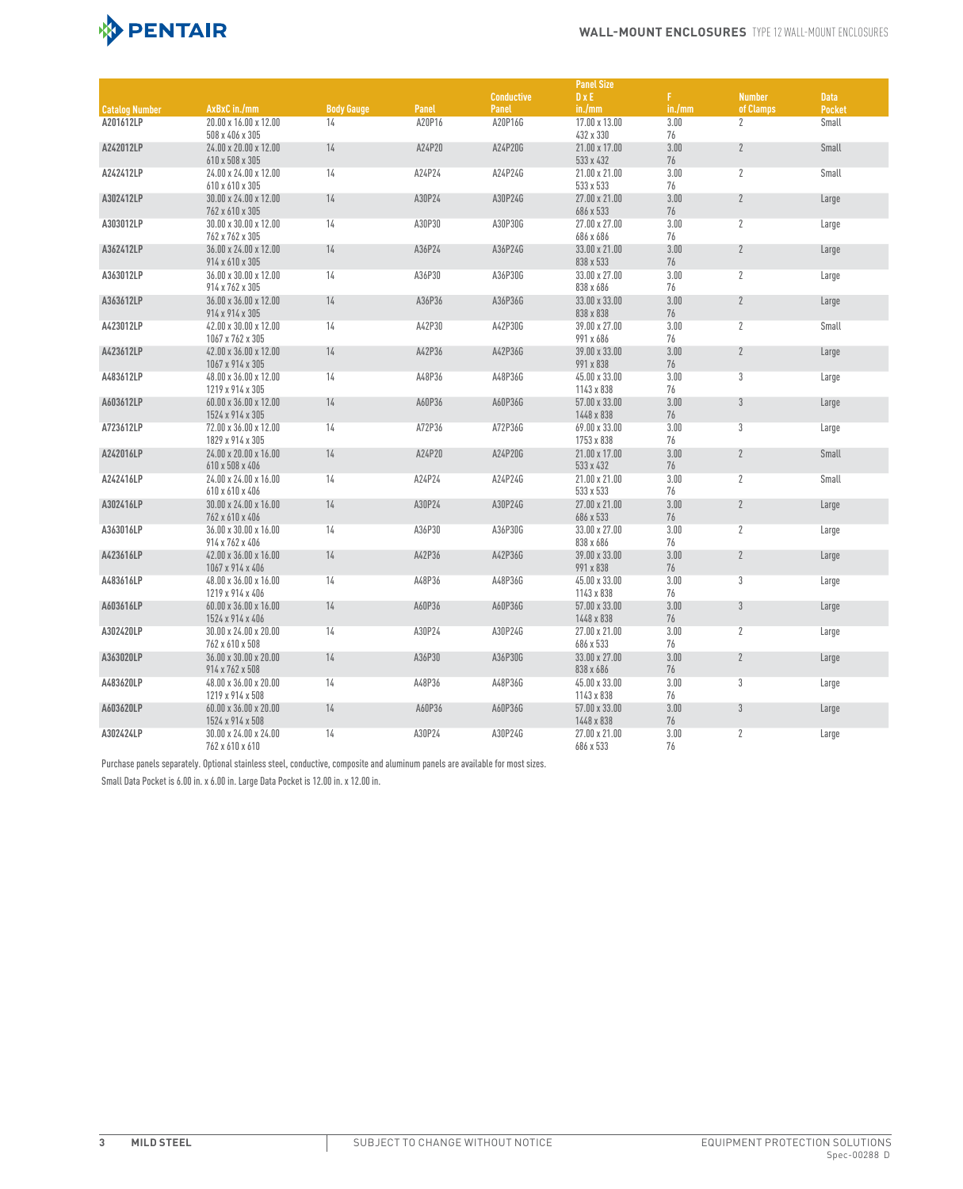| Catalog Number | AxBxC in./mm | Body Gauge | Panel | Conductive Panel | Panel Size D x E in./mm | F in./mm | Number of Clamps | Data Pocket |
|---|---|---|---|---|---|---|---|---|
| A201612LP | 20.00 x 16.00 x 12.00<br>508 x 406 x 305 | 14 | A20P16 | A20P16G | 17.00 x 13.00<br>432 x 330 | 3.00<br>76 | 2 | Small |
| A242012LP | 24.00 x 20.00 x 12.00<br>610 x 508 x 305 | 14 | A24P20 | A24P20G | 21.00 x 17.00<br>533 x 432 | 3.00<br>76 | 2 | Small |
| A242412LP | 24.00 x 24.00 x 12.00<br>610 x 610 x 305 | 14 | A24P24 | A24P24G | 21.00 x 21.00<br>533 x 533 | 3.00<br>76 | 2 | Small |
| A302412LP | 30.00 x 24.00 x 12.00<br>762 x 610 x 305 | 14 | A30P24 | A30P24G | 27.00 x 21.00<br>686 x 533 | 3.00<br>76 | 2 | Large |
| A303012LP | 30.00 x 30.00 x 12.00<br>762 x 762 x 305 | 14 | A30P30 | A30P30G | 27.00 x 27.00<br>686 x 686 | 3.00<br>76 | 2 | Large |
| A362412LP | 36.00 x 24.00 x 12.00<br>914 x 610 x 305 | 14 | A36P24 | A36P24G | 33.00 x 21.00<br>838 x 533 | 3.00<br>76 | 2 | Large |
| A363012LP | 36.00 x 30.00 x 12.00<br>914 x 762 x 305 | 14 | A36P30 | A36P30G | 33.00 x 27.00<br>838 x 686 | 3.00<br>76 | 2 | Large |
| A363612LP | 36.00 x 36.00 x 12.00<br>914 x 914 x 305 | 14 | A36P36 | A36P36G | 33.00 x 33.00<br>838 x 838 | 3.00<br>76 | 2 | Large |
| A423012LP | 42.00 x 30.00 x 12.00<br>1067 x 762 x 305 | 14 | A42P30 | A42P30G | 39.00 x 27.00<br>991 x 686 | 3.00<br>76 | 2 | Small |
| A423612LP | 42.00 x 36.00 x 12.00<br>1067 x 914 x 305 | 14 | A42P36 | A42P36G | 39.00 x 33.00<br>991 x 838 | 3.00<br>76 | 2 | Large |
| A483612LP | 48.00 x 36.00 x 12.00<br>1219 x 914 x 305 | 14 | A48P36 | A48P36G | 45.00 x 33.00<br>1143 x 838 | 3.00<br>76 | 3 | Large |
| A603612LP | 60.00 x 36.00 x 12.00<br>1524 x 914 x 305 | 14 | A60P36 | A60P36G | 57.00 x 33.00<br>1448 x 838 | 3.00<br>76 | 3 | Large |
| A723612LP | 72.00 x 36.00 x 12.00<br>1829 x 914 x 305 | 14 | A72P36 | A72P36G | 69.00 x 33.00<br>1753 x 838 | 3.00<br>76 | 3 | Large |
| A242016LP | 24.00 x 20.00 x 16.00<br>610 x 508 x 406 | 14 | A24P20 | A24P20G | 21.00 x 17.00<br>533 x 432 | 3.00<br>76 | 2 | Small |
| A242416LP | 24.00 x 24.00 x 16.00<br>610 x 610 x 406 | 14 | A24P24 | A24P24G | 21.00 x 21.00<br>533 x 533 | 3.00<br>76 | 2 | Small |
| A302416LP | 30.00 x 24.00 x 16.00<br>762 x 610 x 406 | 14 | A30P24 | A30P24G | 27.00 x 21.00<br>686 x 533 | 3.00<br>76 | 2 | Large |
| A363016LP | 36.00 x 30.00 x 16.00<br>914 x 762 x 406 | 14 | A36P30 | A36P30G | 33.00 x 27.00<br>838 x 686 | 3.00<br>76 | 2 | Large |
| A423616LP | 42.00 x 36.00 x 16.00<br>1067 x 914 x 406 | 14 | A42P36 | A42P36G | 39.00 x 33.00<br>991 x 838 | 3.00<br>76 | 2 | Large |
| A483616LP | 48.00 x 36.00 x 16.00<br>1219 x 914 x 406 | 14 | A48P36 | A48P36G | 45.00 x 33.00<br>1143 x 838 | 3.00<br>76 | 3 | Large |
| A603616LP | 60.00 x 36.00 x 16.00<br>1524 x 914 x 406 | 14 | A60P36 | A60P36G | 57.00 x 33.00<br>1448 x 838 | 3.00<br>76 | 3 | Large |
| A302420LP | 30.00 x 24.00 x 20.00<br>762 x 610 x 508 | 14 | A30P24 | A30P24G | 27.00 x 21.00<br>686 x 533 | 3.00<br>76 | 2 | Large |
| A363020LP | 36.00 x 30.00 x 20.00<br>914 x 762 x 508 | 14 | A36P30 | A36P30G | 33.00 x 27.00<br>838 x 686 | 3.00<br>76 | 2 | Large |
| A483620LP | 48.00 x 36.00 x 20.00<br>1219 x 914 x 508 | 14 | A48P36 | A48P36G | 45.00 x 33.00<br>1143 x 838 | 3.00<br>76 | 3 | Large |
| A603620LP | 60.00 x 36.00 x 20.00<br>1524 x 914 x 508 | 14 | A60P36 | A60P36G | 57.00 x 33.00<br>1448 x 838 | 3.00<br>76 | 3 | Large |
| A302424LP | 30.00 x 24.00 x 24.00<br>762 x 610 x 610 | 14 | A30P24 | A30P24G | 27.00 x 21.00<br>686 x 533 | 3.00<br>76 | 2 | Large |

Purchase panels separately. Optional stainless steel, conductive, composite and aluminum panels are available for most sizes.

Small Data Pocket is 6.00 in. x 6.00 in. Large Data Pocket is 12.00 in. x 12.00 in.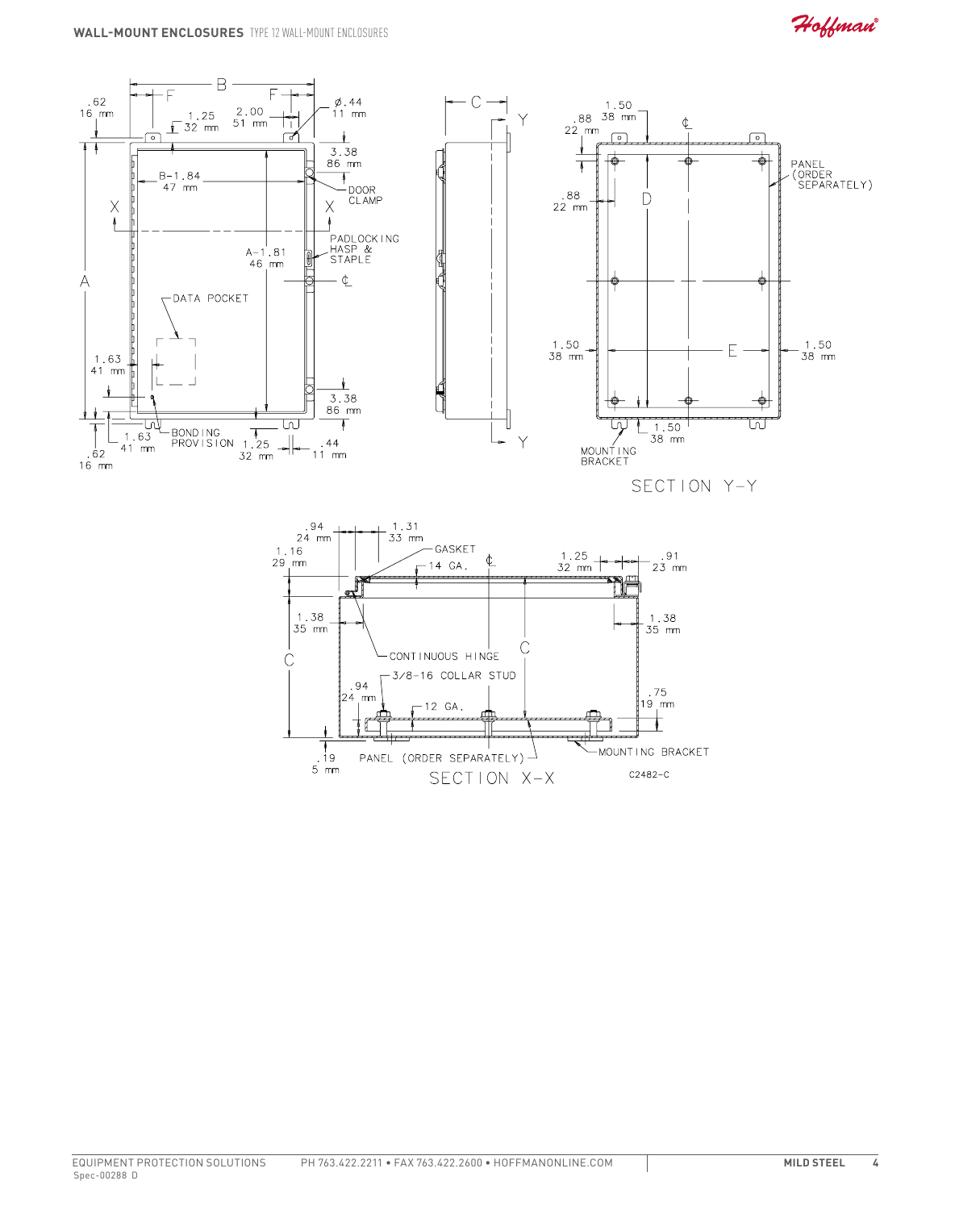WALL-MOUNT ENCLOSURES TYPE 12 WALL-MOUNT ENCLOSURES

B
F
F
.62
16 mm
1.25
32 mm
2.00
51 mm
ø.44
11 mm
3.38
86 mm
B-1.84
47 mm
DOOR
CLAMP
X
X
A
A-1.81
46 mm
PADLOCKING
HASP &
STAPLE
℄
DATA POCKET
1.63
41 mm
3.38
86 mm
1.63
41 mm
.62
16 mm
BONDING
PROVISION
1.25
32 mm
.44
11 mm

C
Y
Y

1.50
38 mm
.88
22 mm
℄
PANEL
(ORDER
SEPARATELY)
.88
22 mm
D
1.50
38 mm
E
1.50
38 mm
1.50
38 mm
MOUNTING
BRACKET
SECTION Y-Y

.94
24 mm
1.31
33 mm
1.16
29 mm
GASKET
14 GA.
℄
1.25
32 mm
.91
23 mm
1.38
35 mm
1.38
35 mm
CONTINUOUS HINGE
C
C
3/8-16 COLLAR STUD
.94
24 mm
12 GA.
.75
19 mm
.19
5 mm
PANEL (ORDER SEPARATELY)
MOUNTING BRACKET
SECTION X-X
C2482-C

EQUIPMENT PROTECTION SOLUTIONS PH 763.422.2211 • FAX 763.422.2600 • HOFFMANONLINE.COM MILD STEEL
Spec-00288 D